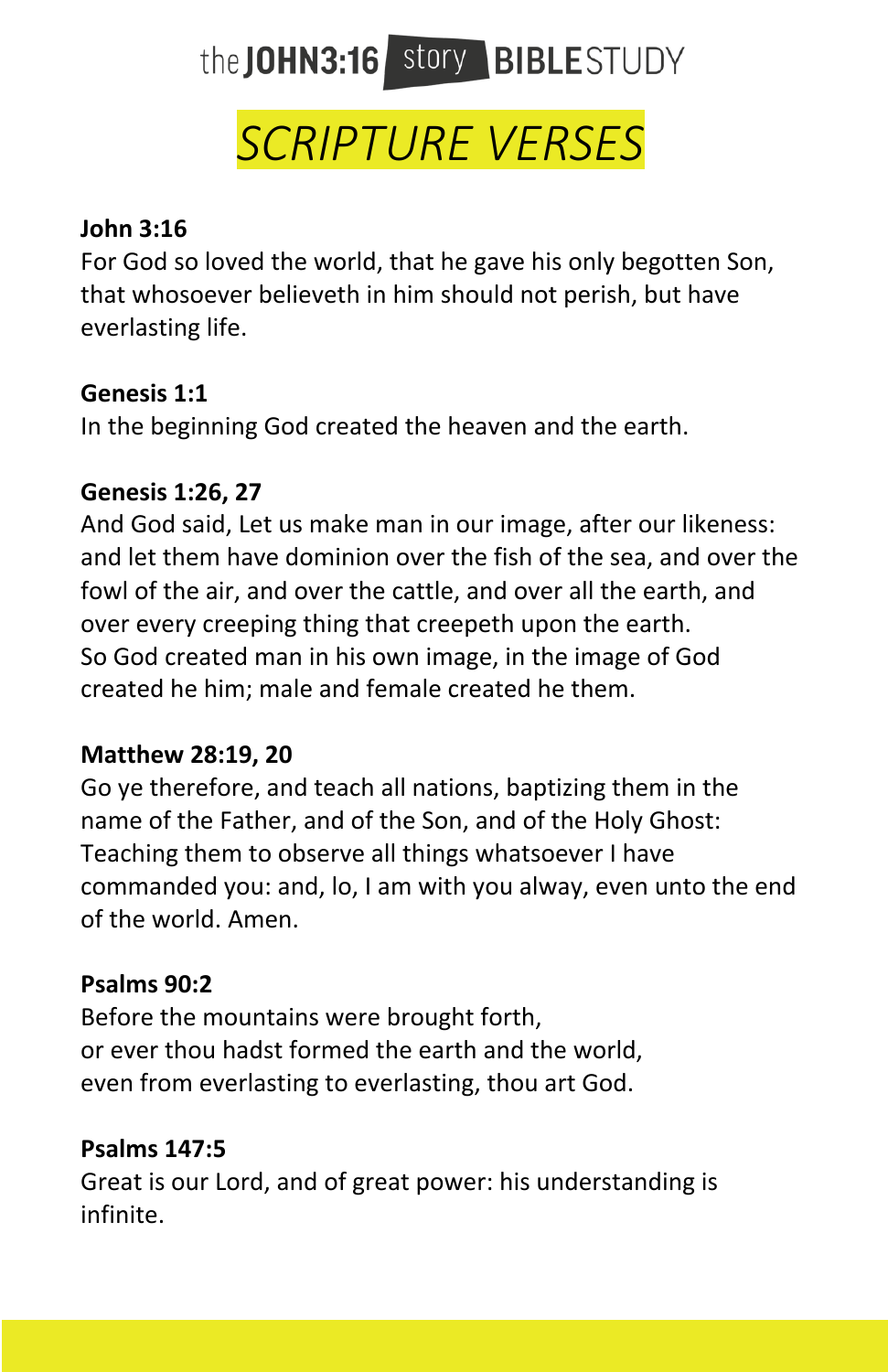the JOHN3:16 story BIBLESTUDY

# SCRIPTURE VERSES

**John 3:16**
For God so loved the world, that he gave his only begotten Son, that whosoever believeth in him should not perish, but have everlasting life.

**Genesis 1:1**
In the beginning God created the heaven and the earth.

**Genesis 1:26, 27**
And God said, Let us make man in our image, after our likeness: and let them have dominion over the fish of the sea, and over the fowl of the air, and over the cattle, and over all the earth, and over every creeping thing that creepeth upon the earth.
So God created man in his own image, in the image of God created he him; male and female created he them.

**Matthew 28:19, 20**
Go ye therefore, and teach all nations, baptizing them in the name of the Father, and of the Son, and of the Holy Ghost:
Teaching them to observe all things whatsoever I have commanded you: and, lo, I am with you alway, even unto the end of the world. Amen.

**Psalms 90:2**
Before the mountains were brought forth,
or ever thou hadst formed the earth and the world,
even from everlasting to everlasting, thou art God.

**Psalms 147:5**
Great is our Lord, and of great power: his understanding is infinite.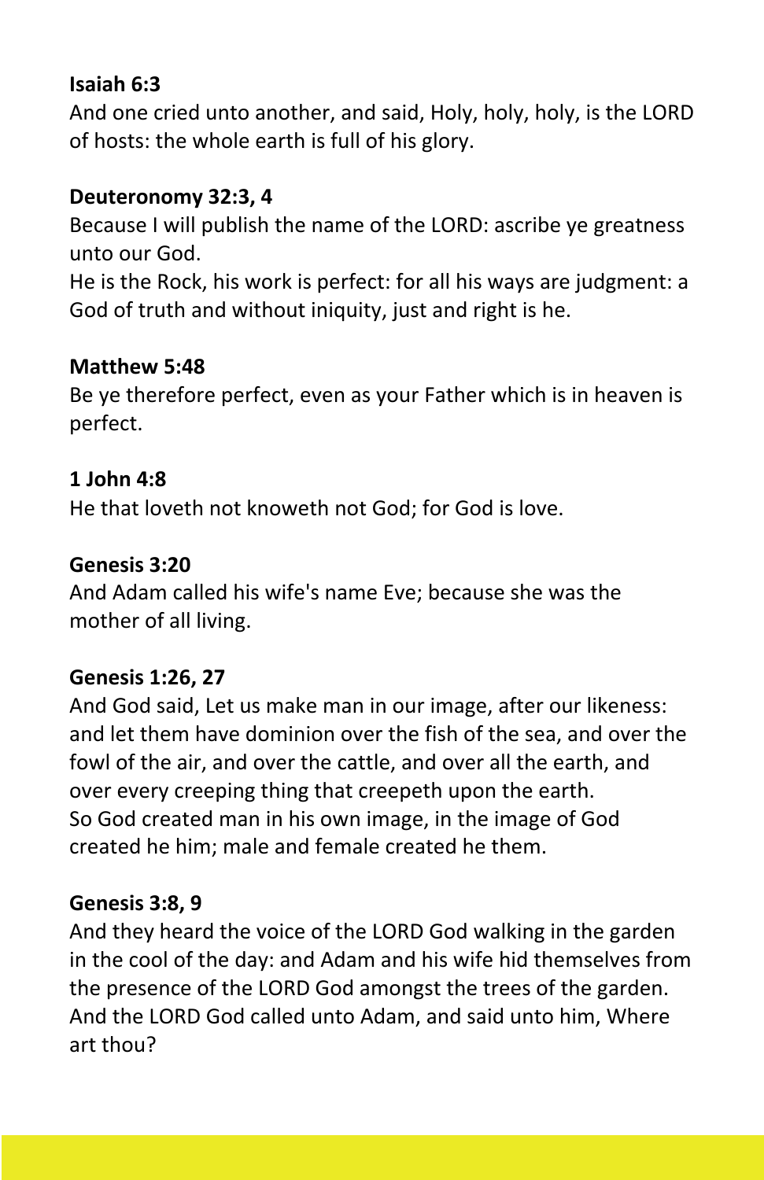**Isaiah 6:3**

And one cried unto another, and said, Holy, holy, holy, is the LORD of hosts: the whole earth is full of his glory.

**Deuteronomy 32:3, 4**

Because I will publish the name of the LORD: ascribe ye greatness unto our God.
He is the Rock, his work is perfect: for all his ways are judgment: a God of truth and without iniquity, just and right is he.

**Matthew 5:48**

Be ye therefore perfect, even as your Father which is in heaven is perfect.

**1 John 4:8**

He that loveth not knoweth not God; for God is love.

**Genesis 3:20**

And Adam called his wife's name Eve; because she was the mother of all living.

**Genesis 1:26, 27**

And God said, Let us make man in our image, after our likeness: and let them have dominion over the fish of the sea, and over the fowl of the air, and over the cattle, and over all the earth, and over every creeping thing that creepeth upon the earth.
So God created man in his own image, in the image of God created he him; male and female created he them.

**Genesis 3:8, 9**

And they heard the voice of the LORD God walking in the garden in the cool of the day: and Adam and his wife hid themselves from the presence of the LORD God amongst the trees of the garden.
And the LORD God called unto Adam, and said unto him, Where art thou?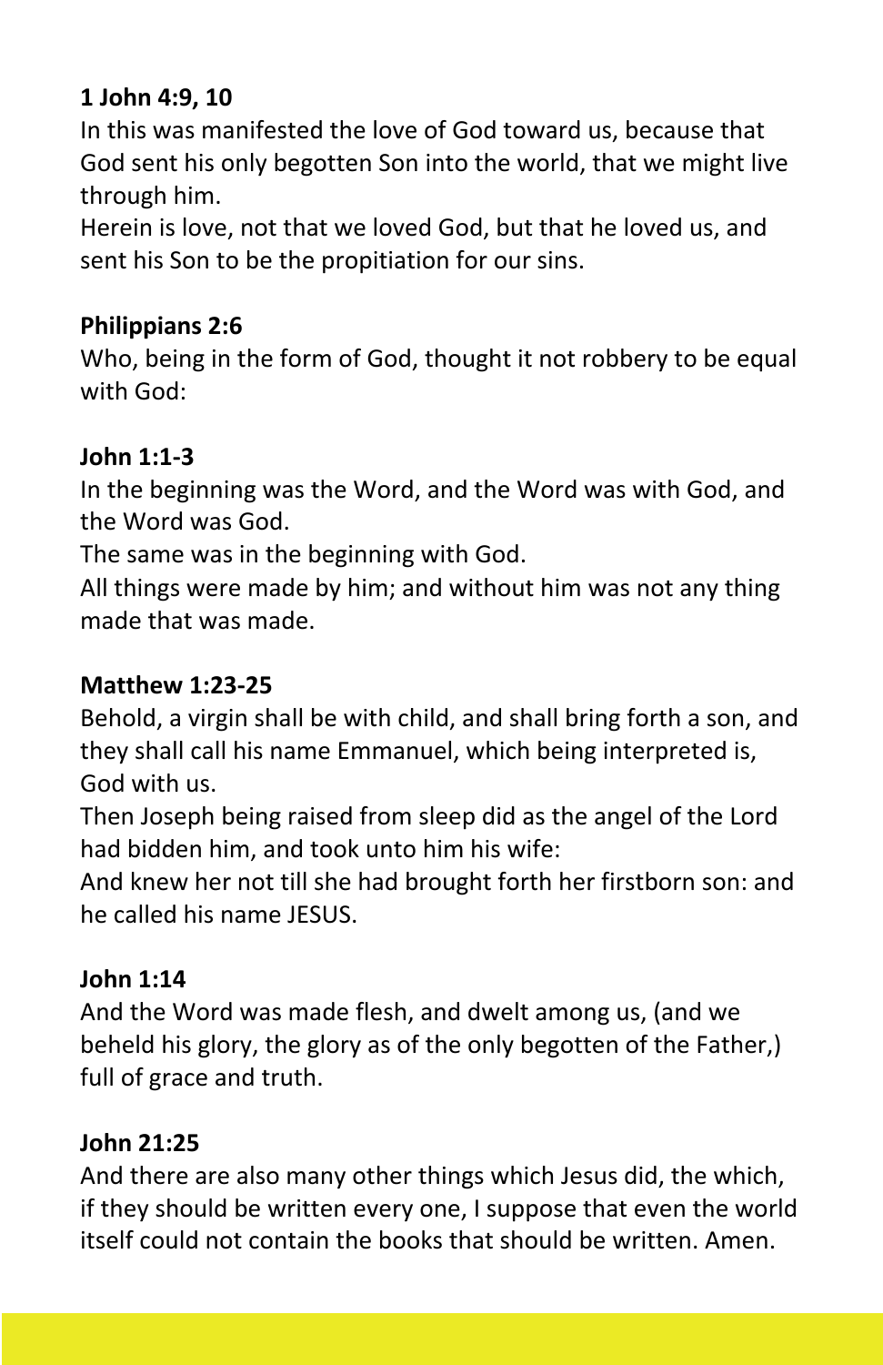**1 John 4:9, 10**

In this was manifested the love of God toward us, because that God sent his only begotten Son into the world, that we might live through him.

Herein is love, not that we loved God, but that he loved us, and sent his Son to be the propitiation for our sins.

**Philippians 2:6**

Who, being in the form of God, thought it not robbery to be equal with God:

**John 1:1-3**

In the beginning was the Word, and the Word was with God, and the Word was God.

The same was in the beginning with God.

All things were made by him; and without him was not any thing made that was made.

**Matthew 1:23-25**

Behold, a virgin shall be with child, and shall bring forth a son, and they shall call his name Emmanuel, which being interpreted is, God with us.

Then Joseph being raised from sleep did as the angel of the Lord had bidden him, and took unto him his wife:

And knew her not till she had brought forth her firstborn son: and he called his name JESUS.

**John 1:14**

And the Word was made flesh, and dwelt among us, (and we beheld his glory, the glory as of the only begotten of the Father,) full of grace and truth.

**John 21:25**

And there are also many other things which Jesus did, the which, if they should be written every one, I suppose that even the world itself could not contain the books that should be written. Amen.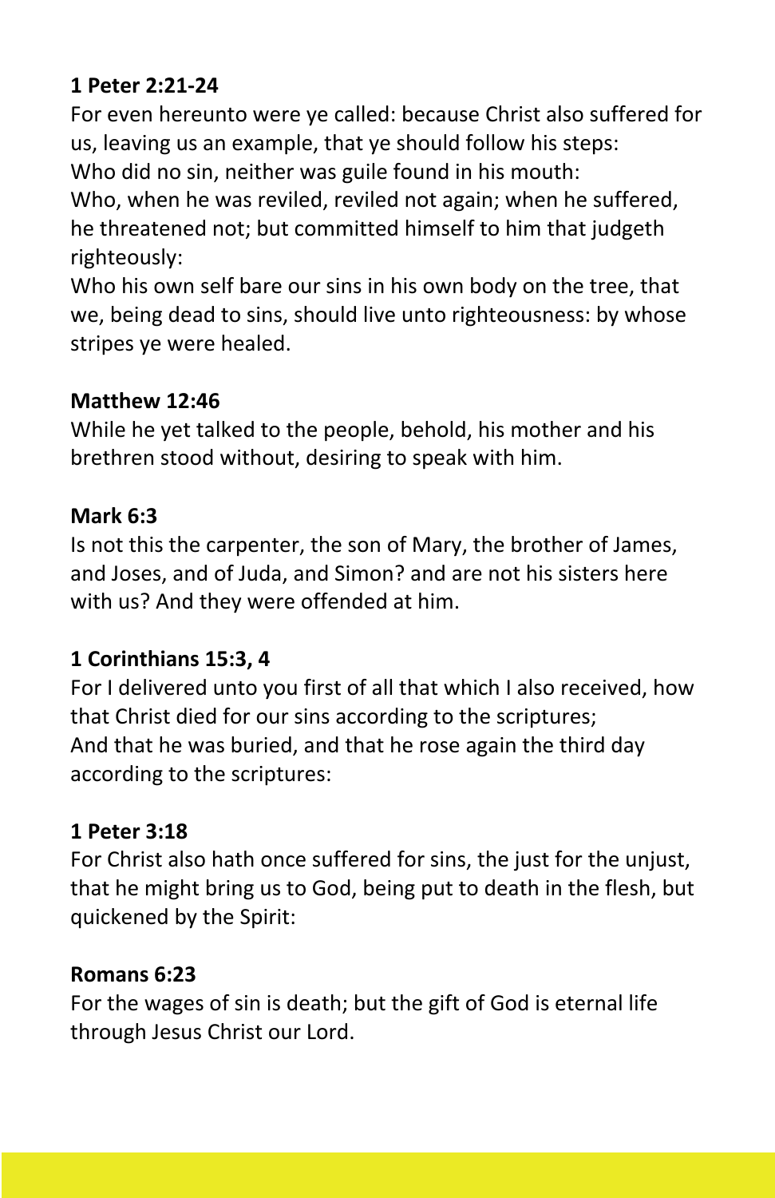**1 Peter 2:21-24**

For even hereunto were ye called: because Christ also suffered for us, leaving us an example, that ye should follow his steps:
Who did no sin, neither was guile found in his mouth:
Who, when he was reviled, reviled not again; when he suffered, he threatened not; but committed himself to him that judgeth righteously:
Who his own self bare our sins in his own body on the tree, that we, being dead to sins, should live unto righteousness: by whose stripes ye were healed.

**Matthew 12:46**

While he yet talked to the people, behold, his mother and his brethren stood without, desiring to speak with him.

**Mark 6:3**

Is not this the carpenter, the son of Mary, the brother of James, and Joses, and of Juda, and Simon? and are not his sisters here with us? And they were offended at him.

**1 Corinthians 15:3, 4**

For I delivered unto you first of all that which I also received, how that Christ died for our sins according to the scriptures;
And that he was buried, and that he rose again the third day according to the scriptures:

**1 Peter 3:18**

For Christ also hath once suffered for sins, the just for the unjust, that he might bring us to God, being put to death in the flesh, but quickened by the Spirit:

**Romans 6:23**

For the wages of sin is death; but the gift of God is eternal life through Jesus Christ our Lord.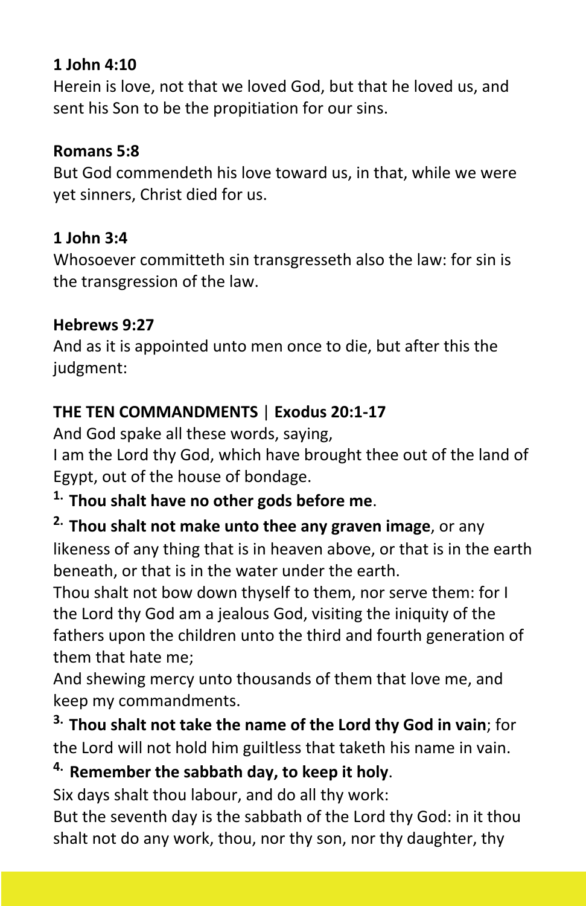**1 John 4:10**
Herein is love, not that we loved God, but that he loved us, and sent his Son to be the propitiation for our sins.

**Romans 5:8**
But God commendeth his love toward us, in that, while we were yet sinners, Christ died for us.

**1 John 3:4**
Whosoever committeth sin transgresseth also the law: for sin is the transgression of the law.

**Hebrews 9:27**
And as it is appointed unto men once to die, but after this the judgment:

**THE TEN COMMANDMENTS** | **Exodus 20:1-17**
And God spake all these words, saying,
I am the Lord thy God, which have brought thee out of the land of Egypt, out of the house of bondage.

**1. Thou shalt have no other gods before me**.

**2. Thou shalt not make unto thee any graven image**, or any likeness of any thing that is in heaven above, or that is in the earth beneath, or that is in the water under the earth.
Thou shalt not bow down thyself to them, nor serve them: for I the Lord thy God am a jealous God, visiting the iniquity of the fathers upon the children unto the third and fourth generation of them that hate me;
And shewing mercy unto thousands of them that love me, and keep my commandments.

**3. Thou shalt not take the name of the Lord thy God in vain**; for the Lord will not hold him guiltless that taketh his name in vain.

**4. Remember the sabbath day, to keep it holy**.
Six days shalt thou labour, and do all thy work:
But the seventh day is the sabbath of the Lord thy God: in it thou shalt not do any work, thou, nor thy son, nor thy daughter, thy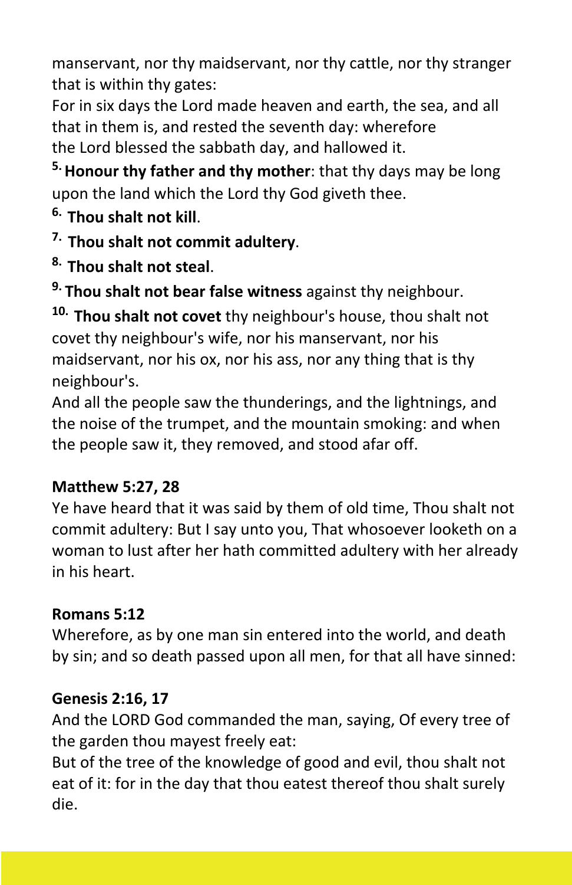manservant, nor thy maidservant, nor thy cattle, nor thy stranger that is within thy gates:
For in six days the Lord made heaven and earth, the sea, and all that in them is, and rested the seventh day: wherefore the Lord blessed the sabbath day, and hallowed it.

5. **Honour thy father and thy mother**: that thy days may be long upon the land which the Lord thy God giveth thee.

6. **Thou shalt not kill**.

7. **Thou shalt not commit adultery**.

8. **Thou shalt not steal**.

9. **Thou shalt not bear false witness** against thy neighbour.

10. **Thou shalt not covet** thy neighbour's house, thou shalt not covet thy neighbour's wife, nor his manservant, nor his maidservant, nor his ox, nor his ass, nor any thing that is thy neighbour's.

And all the people saw the thunderings, and the lightnings, and the noise of the trumpet, and the mountain smoking: and when the people saw it, they removed, and stood afar off.

**Matthew 5:27, 28**
Ye have heard that it was said by them of old time, Thou shalt not commit adultery: But I say unto you, That whosoever looketh on a woman to lust after her hath committed adultery with her already in his heart.

**Romans 5:12**
Wherefore, as by one man sin entered into the world, and death by sin; and so death passed upon all men, for that all have sinned:

**Genesis 2:16, 17**
And the LORD God commanded the man, saying, Of every tree of the garden thou mayest freely eat:
But of the tree of the knowledge of good and evil, thou shalt not eat of it: for in the day that thou eatest thereof thou shalt surely die.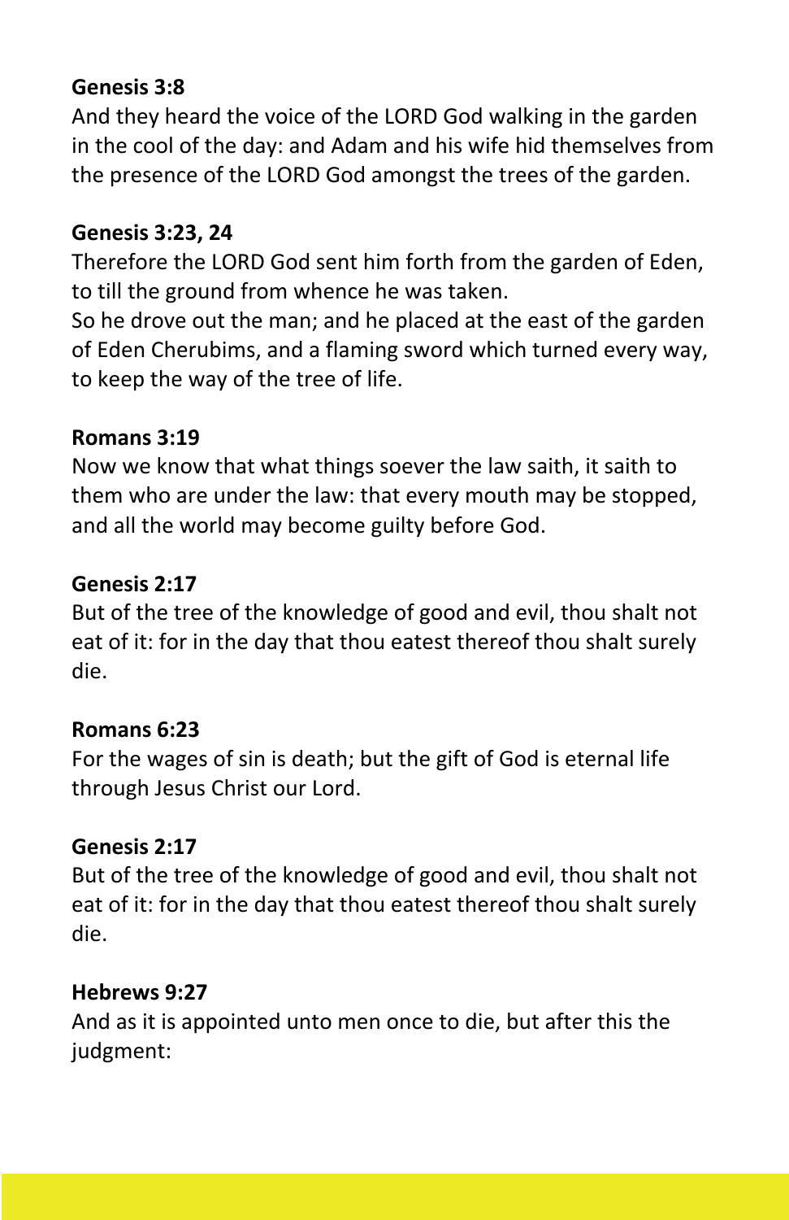**Genesis 3:8**
And they heard the voice of the LORD God walking in the garden in the cool of the day: and Adam and his wife hid themselves from the presence of the LORD God amongst the trees of the garden.

**Genesis 3:23, 24**
Therefore the LORD God sent him forth from the garden of Eden, to till the ground from whence he was taken.
So he drove out the man; and he placed at the east of the garden of Eden Cherubims, and a flaming sword which turned every way, to keep the way of the tree of life.

**Romans 3:19**
Now we know that what things soever the law saith, it saith to them who are under the law: that every mouth may be stopped, and all the world may become guilty before God.

**Genesis 2:17**
But of the tree of the knowledge of good and evil, thou shalt not eat of it: for in the day that thou eatest thereof thou shalt surely die.

**Romans 6:23**
For the wages of sin is death; but the gift of God is eternal life through Jesus Christ our Lord.

**Genesis 2:17**
But of the tree of the knowledge of good and evil, thou shalt not eat of it: for in the day that thou eatest thereof thou shalt surely die.

**Hebrews 9:27**
And as it is appointed unto men once to die, but after this the judgment: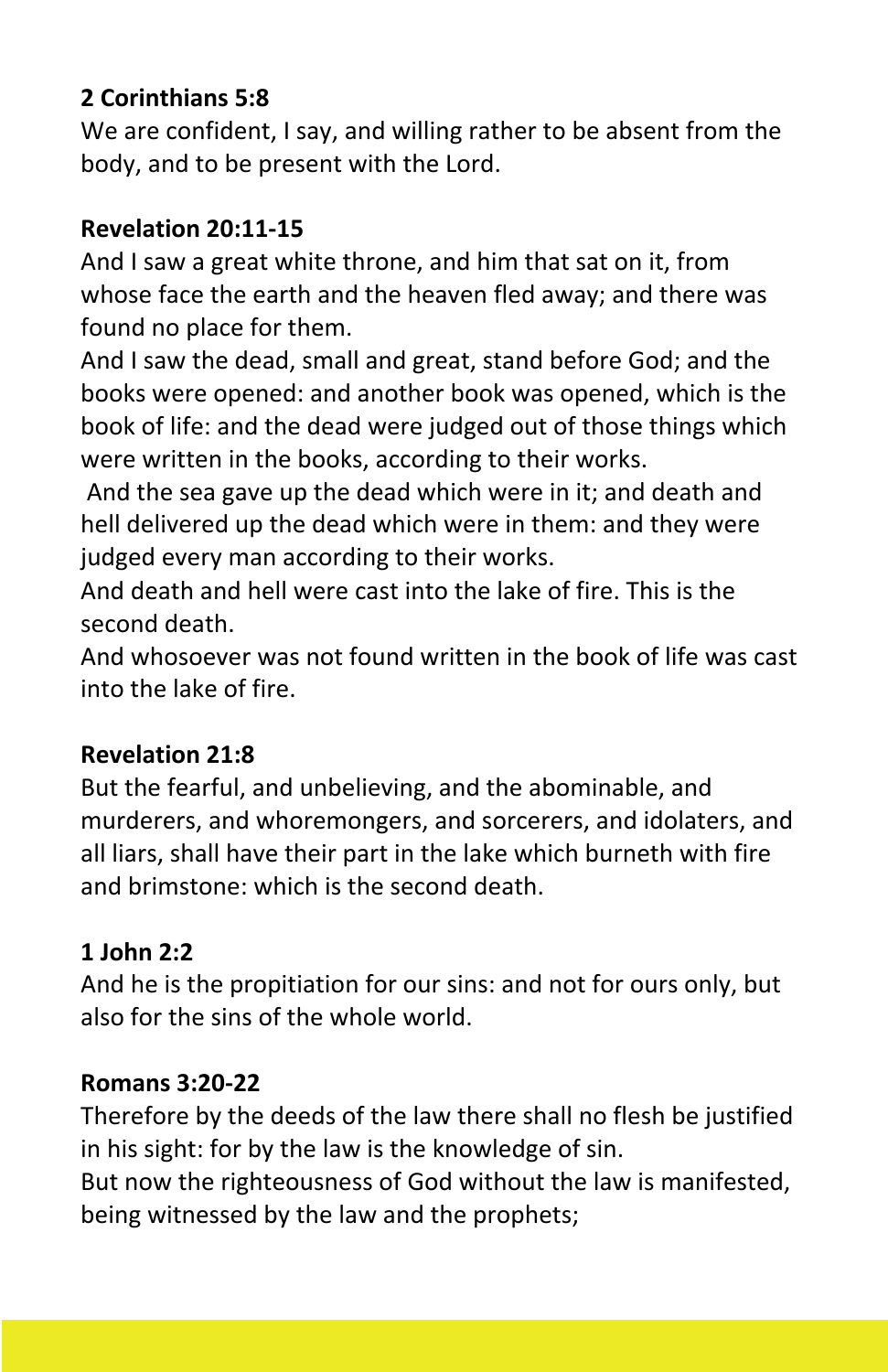**2 Corinthians 5:8**

We are confident, I say, and willing rather to be absent from the body, and to be present with the Lord.

**Revelation 20:11-15**

And I saw a great white throne, and him that sat on it, from whose face the earth and the heaven fled away; and there was found no place for them.

And I saw the dead, small and great, stand before God; and the books were opened: and another book was opened, which is the book of life: and the dead were judged out of those things which were written in the books, according to their works.

And the sea gave up the dead which were in it; and death and hell delivered up the dead which were in them: and they were judged every man according to their works.

And death and hell were cast into the lake of fire. This is the second death.

And whosoever was not found written in the book of life was cast into the lake of fire.

**Revelation 21:8**

But the fearful, and unbelieving, and the abominable, and murderers, and whoremongers, and sorcerers, and idolaters, and all liars, shall have their part in the lake which burneth with fire and brimstone: which is the second death.

**1 John 2:2**

And he is the propitiation for our sins: and not for ours only, but also for the sins of the whole world.

**Romans 3:20-22**

Therefore by the deeds of the law there shall no flesh be justified in his sight: for by the law is the knowledge of sin.

But now the righteousness of God without the law is manifested, being witnessed by the law and the prophets;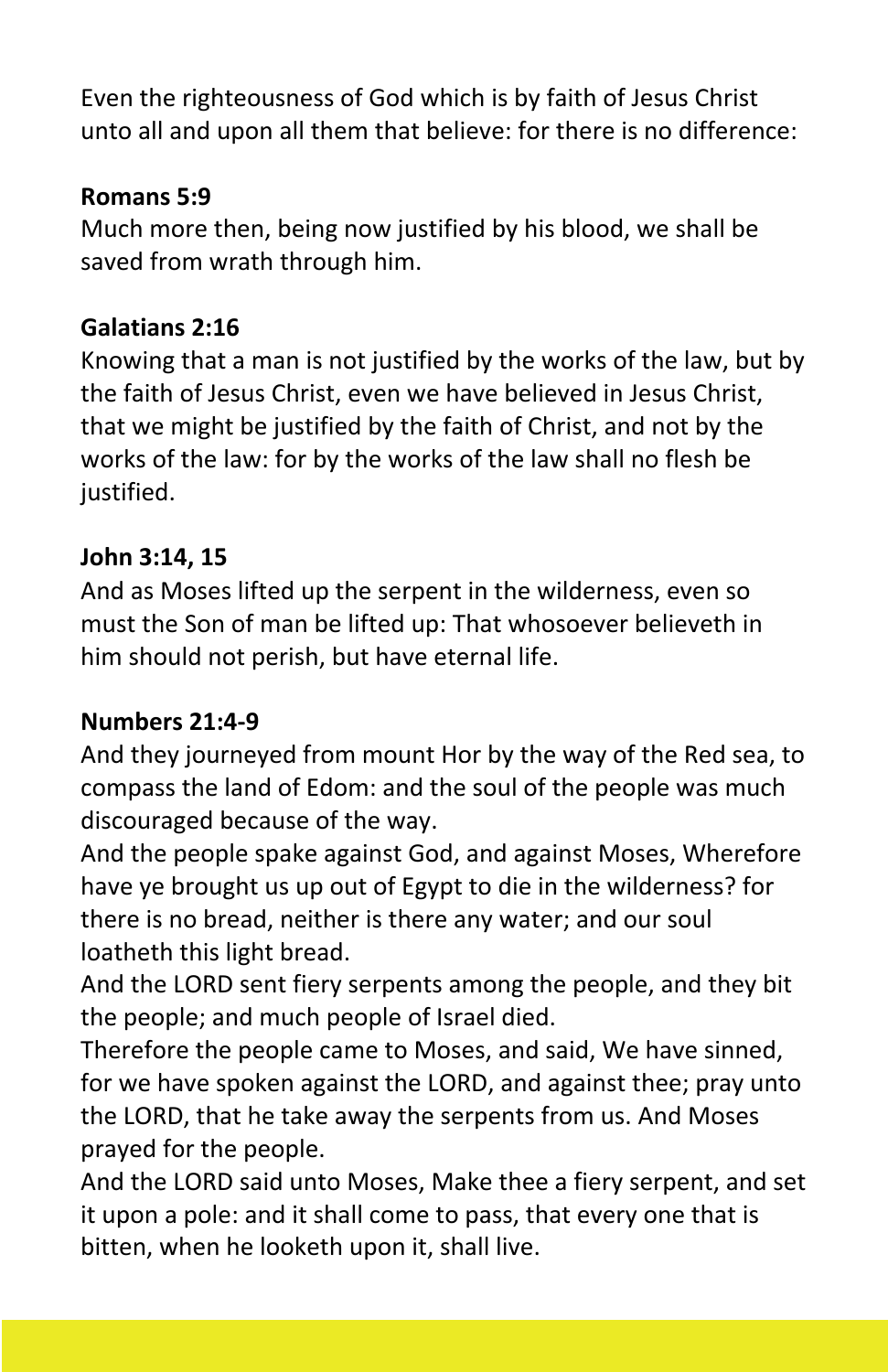Even the righteousness of God which is by faith of Jesus Christ unto all and upon all them that believe: for there is no difference:

**Romans 5:9**
Much more then, being now justified by his blood, we shall be saved from wrath through him.

**Galatians 2:16**
Knowing that a man is not justified by the works of the law, but by the faith of Jesus Christ, even we have believed in Jesus Christ, that we might be justified by the faith of Christ, and not by the works of the law: for by the works of the law shall no flesh be justified.

**John 3:14, 15**
And as Moses lifted up the serpent in the wilderness, even so must the Son of man be lifted up: That whosoever believeth in him should not perish, but have eternal life.

**Numbers 21:4-9**
And they journeyed from mount Hor by the way of the Red sea, to compass the land of Edom: and the soul of the people was much discouraged because of the way.
And the people spake against God, and against Moses, Wherefore have ye brought us up out of Egypt to die in the wilderness? for there is no bread, neither is there any water; and our soul loatheth this light bread.
And the LORD sent fiery serpents among the people, and they bit the people; and much people of Israel died.
Therefore the people came to Moses, and said, We have sinned, for we have spoken against the LORD, and against thee; pray unto the LORD, that he take away the serpents from us. And Moses prayed for the people.
And the LORD said unto Moses, Make thee a fiery serpent, and set it upon a pole: and it shall come to pass, that every one that is bitten, when he looketh upon it, shall live.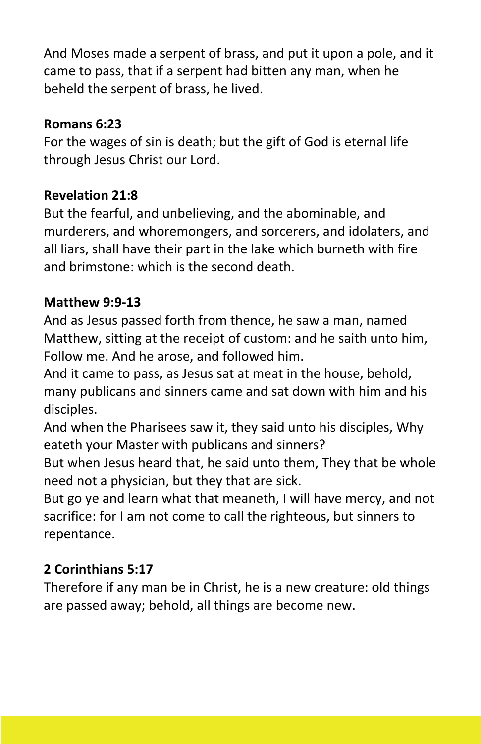And Moses made a serpent of brass, and put it upon a pole, and it came to pass, that if a serpent had bitten any man, when he beheld the serpent of brass, he lived.

**Romans 6:23**

For the wages of sin is death; but the gift of God is eternal life through Jesus Christ our Lord.

**Revelation 21:8**

But the fearful, and unbelieving, and the abominable, and murderers, and whoremongers, and sorcerers, and idolaters, and all liars, shall have their part in the lake which burneth with fire and brimstone: which is the second death.

**Matthew 9:9-13**

And as Jesus passed forth from thence, he saw a man, named Matthew, sitting at the receipt of custom: and he saith unto him, Follow me. And he arose, and followed him.

And it came to pass, as Jesus sat at meat in the house, behold, many publicans and sinners came and sat down with him and his disciples.

And when the Pharisees saw it, they said unto his disciples, Why eateth your Master with publicans and sinners?

But when Jesus heard that, he said unto them, They that be whole need not a physician, but they that are sick.

But go ye and learn what that meaneth, I will have mercy, and not sacrifice: for I am not come to call the righteous, but sinners to repentance.

**2 Corinthians 5:17**

Therefore if any man be in Christ, he is a new creature: old things are passed away; behold, all things are become new.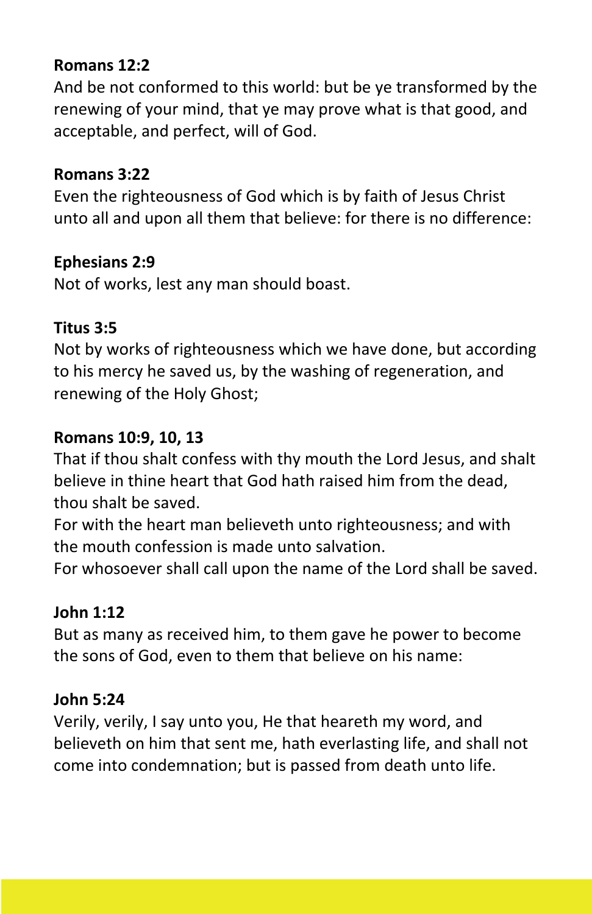**Romans 12:2**

And be not conformed to this world: but be ye transformed by the renewing of your mind, that ye may prove what is that good, and acceptable, and perfect, will of God.

**Romans 3:22**

Even the righteousness of God which is by faith of Jesus Christ unto all and upon all them that believe: for there is no difference:

**Ephesians 2:9**

Not of works, lest any man should boast.

**Titus 3:5**

Not by works of righteousness which we have done, but according to his mercy he saved us, by the washing of regeneration, and renewing of the Holy Ghost;

**Romans 10:9, 10, 13**

That if thou shalt confess with thy mouth the Lord Jesus, and shalt believe in thine heart that God hath raised him from the dead, thou shalt be saved.
For with the heart man believeth unto righteousness; and with the mouth confession is made unto salvation.
For whosoever shall call upon the name of the Lord shall be saved.

**John 1:12**

But as many as received him, to them gave he power to become the sons of God, even to them that believe on his name:

**John 5:24**

Verily, verily, I say unto you, He that heareth my word, and believeth on him that sent me, hath everlasting life, and shall not come into condemnation; but is passed from death unto life.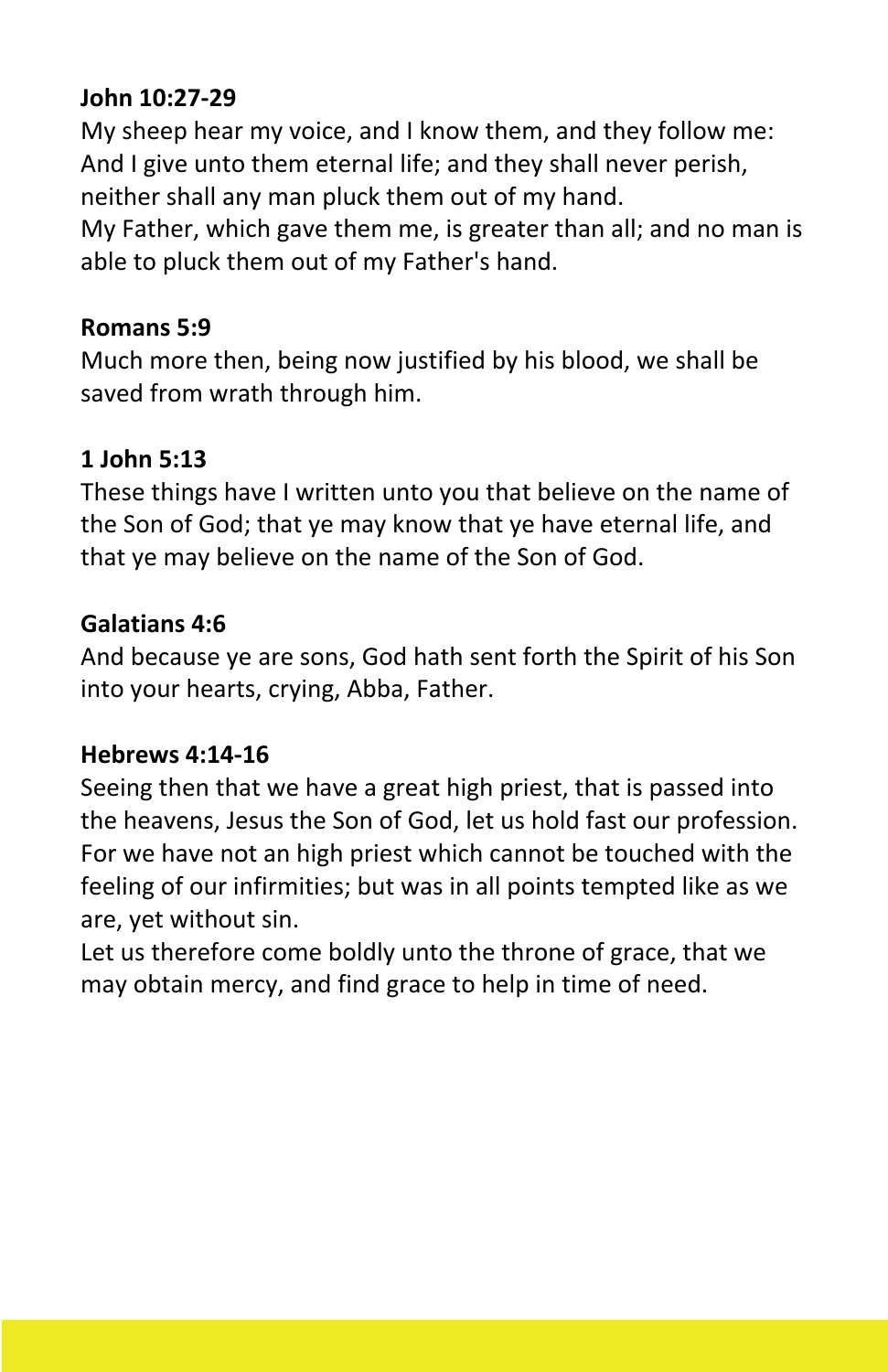**John 10:27-29**

My sheep hear my voice, and I know them, and they follow me:
And I give unto them eternal life; and they shall never perish, neither shall any man pluck them out of my hand.
My Father, which gave them me, is greater than all; and no man is able to pluck them out of my Father's hand.

**Romans 5:9**

Much more then, being now justified by his blood, we shall be saved from wrath through him.

**1 John 5:13**

These things have I written unto you that believe on the name of the Son of God; that ye may know that ye have eternal life, and that ye may believe on the name of the Son of God.

**Galatians 4:6**

And because ye are sons, God hath sent forth the Spirit of his Son into your hearts, crying, Abba, Father.

**Hebrews 4:14-16**

Seeing then that we have a great high priest, that is passed into the heavens, Jesus the Son of God, let us hold fast our profession.
For we have not an high priest which cannot be touched with the feeling of our infirmities; but was in all points tempted like as we are, yet without sin.
Let us therefore come boldly unto the throne of grace, that we may obtain mercy, and find grace to help in time of need.